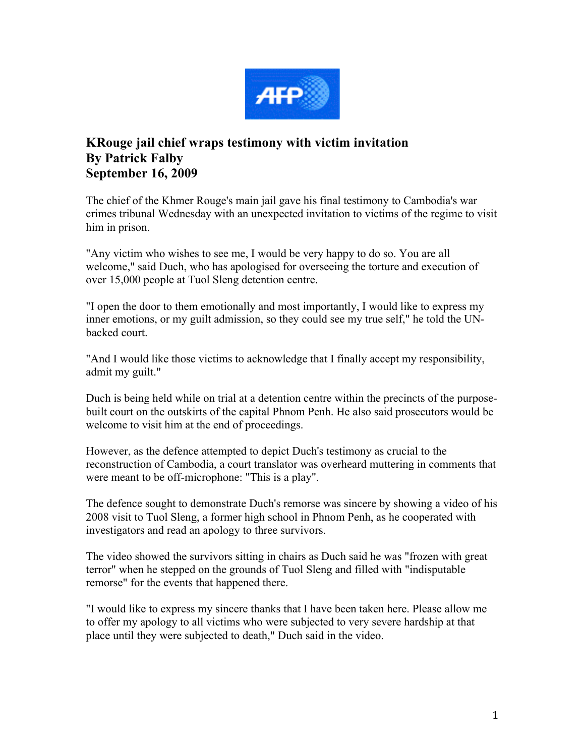# KRouge jail chief wraps testimony with victim invitation
## By Patrick Falby
## September 16, 2009

The chief of the Khmer Rouge's main jail gave his final testimony to Cambodia's war crimes tribunal Wednesday with an unexpected invitation to victims of the regime to visit him in prison.

"Any victim who wishes to see me, I would be very happy to do so. You are all welcome," said Duch, who has apologised for overseeing the torture and execution of over 15,000 people at Tuol Sleng detention centre.

"I open the door to them emotionally and most importantly, I would like to express my inner emotions, or my guilt admission, so they could see my true self," he told the UN-backed court.

"And I would like those victims to acknowledge that I finally accept my responsibility, admit my guilt."

Duch is being held while on trial at a detention centre within the precincts of the purpose-built court on the outskirts of the capital Phnom Penh. He also said prosecutors would be welcome to visit him at the end of proceedings.

However, as the defence attempted to depict Duch's testimony as crucial to the reconstruction of Cambodia, a court translator was overheard muttering in comments that were meant to be off-microphone: "This is a play".

The defence sought to demonstrate Duch's remorse was sincere by showing a video of his 2008 visit to Tuol Sleng, a former high school in Phnom Penh, as he cooperated with investigators and read an apology to three survivors.

The video showed the survivors sitting in chairs as Duch said he was "frozen with great terror" when he stepped on the grounds of Tuol Sleng and filled with "indisputable remorse" for the events that happened there.

"I would like to express my sincere thanks that I have been taken here. Please allow me to offer my apology to all victims who were subjected to very severe hardship at that place until they were subjected to death," Duch said in the video.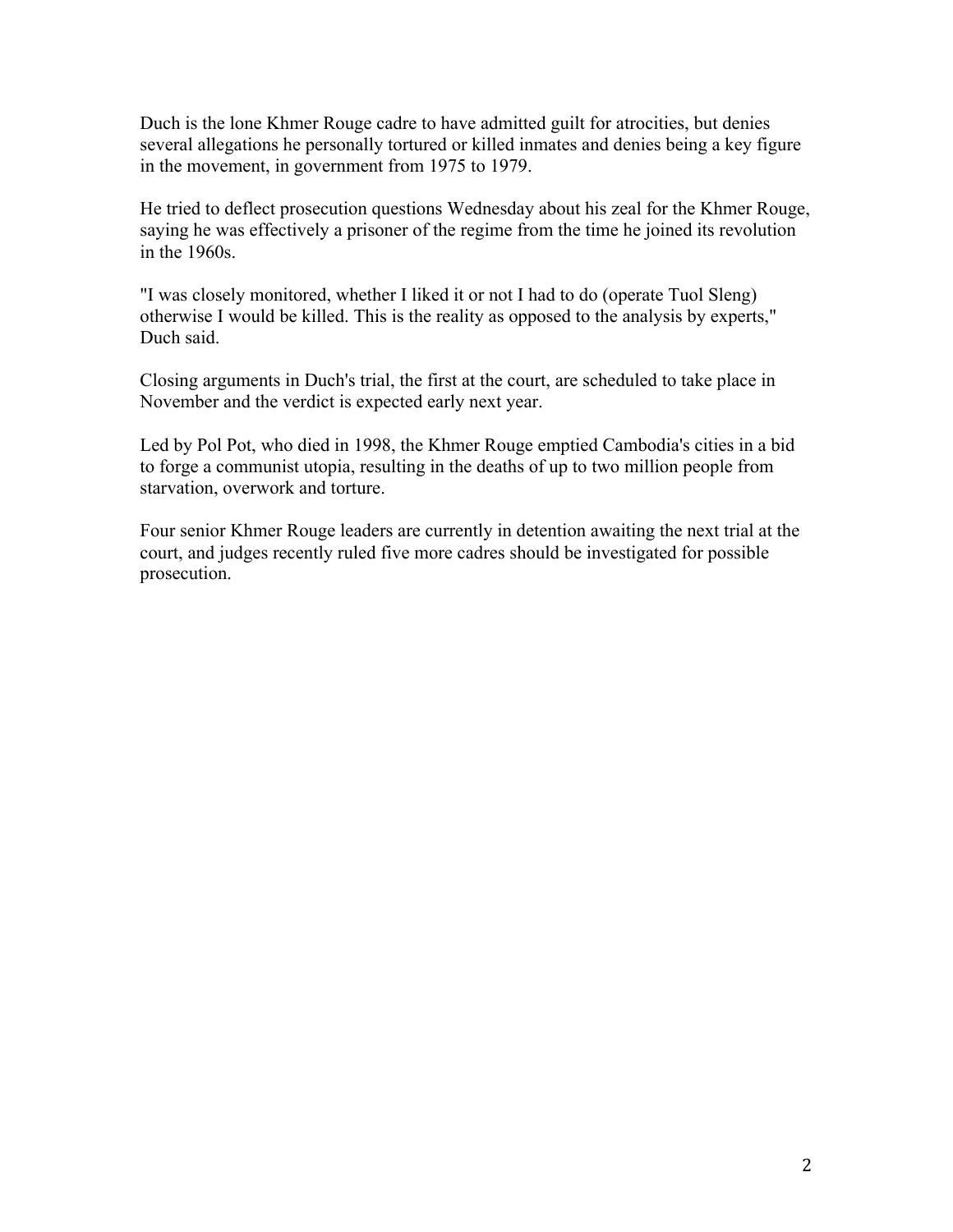Duch is the lone Khmer Rouge cadre to have admitted guilt for atrocities, but denies several allegations he personally tortured or killed inmates and denies being a key figure in the movement, in government from 1975 to 1979.

He tried to deflect prosecution questions Wednesday about his zeal for the Khmer Rouge, saying he was effectively a prisoner of the regime from the time he joined its revolution in the 1960s.

"I was closely monitored, whether I liked it or not I had to do (operate Tuol Sleng) otherwise I would be killed. This is the reality as opposed to the analysis by experts," Duch said.

Closing arguments in Duch's trial, the first at the court, are scheduled to take place in November and the verdict is expected early next year.

Led by Pol Pot, who died in 1998, the Khmer Rouge emptied Cambodia's cities in a bid to forge a communist utopia, resulting in the deaths of up to two million people from starvation, overwork and torture.

Four senior Khmer Rouge leaders are currently in detention awaiting the next trial at the court, and judges recently ruled five more cadres should be investigated for possible prosecution.